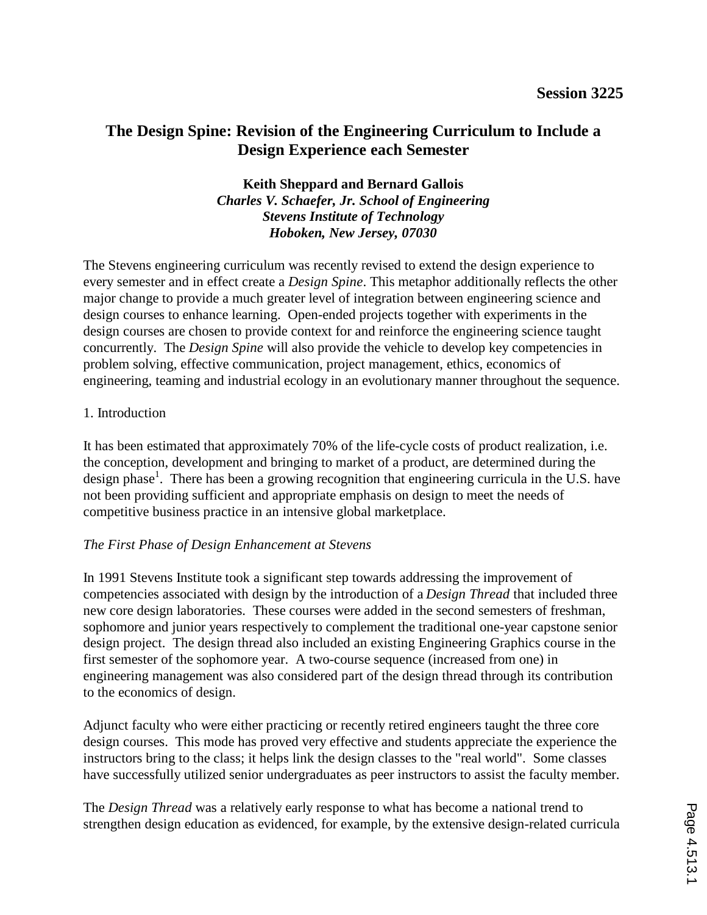Session 3225

# The Design Spine: Revision of the Engineering Curriculum to Include a Design Experience each Semester

**Keith Sheppard and Bernard Gallois**
***Charles V. Schaefer, Jr. School of Engineering***
***Stevens Institute of Technology***
***Hoboken, New Jersey, 07030***

The Stevens engineering curriculum was recently revised to extend the design experience to every semester and in effect create a *Design Spine*. This metaphor additionally reflects the other major change to provide a much greater level of integration between engineering science and design courses to enhance learning. Open-ended projects together with experiments in the design courses are chosen to provide context for and reinforce the engineering science taught concurrently. The *Design Spine* will also provide the vehicle to develop key competencies in problem solving, effective communication, project management, ethics, economics of engineering, teaming and industrial ecology in an evolutionary manner throughout the sequence.

## 1. Introduction

It has been estimated that approximately 70% of the life-cycle costs of product realization, i.e. the conception, development and bringing to market of a product, are determined during the design phase[1]. There has been a growing recognition that engineering curricula in the U.S. have not been providing sufficient and appropriate emphasis on design to meet the needs of competitive business practice in an intensive global marketplace.

### *The First Phase of Design Enhancement at Stevens*

In 1991 Stevens Institute took a significant step towards addressing the improvement of competencies associated with design by the introduction of a *Design Thread* that included three new core design laboratories. These courses were added in the second semesters of freshman, sophomore and junior years respectively to complement the traditional one-year capstone senior design project. The design thread also included an existing Engineering Graphics course in the first semester of the sophomore year. A two-course sequence (increased from one) in engineering management was also considered part of the design thread through its contribution to the economics of design.

Adjunct faculty who were either practicing or recently retired engineers taught the three core design courses. This mode has proved very effective and students appreciate the experience the instructors bring to the class; it helps link the design classes to the "real world". Some classes have successfully utilized senior undergraduates as peer instructors to assist the faculty member.

The *Design Thread* was a relatively early response to what has become a national trend to strengthen design education as evidenced, for example, by the extensive design-related curricula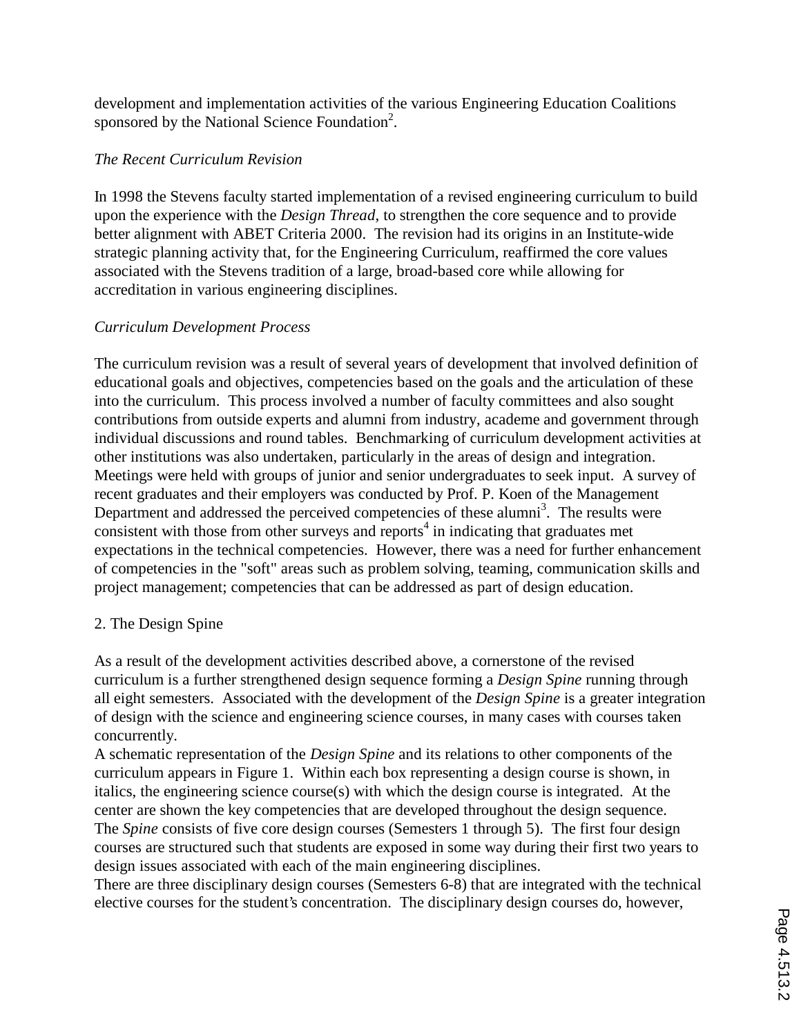development and implementation activities of the various Engineering Education Coalitions sponsored by the National Science Foundation[2].

### *The Recent Curriculum Revision*

In 1998 the Stevens faculty started implementation of a revised engineering curriculum to build upon the experience with the *Design Thread*, to strengthen the core sequence and to provide better alignment with ABET Criteria 2000. The revision had its origins in an Institute-wide strategic planning activity that, for the Engineering Curriculum, reaffirmed the core values associated with the Stevens tradition of a large, broad-based core while allowing for accreditation in various engineering disciplines.

### *Curriculum Development Process*

The curriculum revision was a result of several years of development that involved definition of educational goals and objectives, competencies based on the goals and the articulation of these into the curriculum. This process involved a number of faculty committees and also sought contributions from outside experts and alumni from industry, academe and government through individual discussions and round tables. Benchmarking of curriculum development activities at other institutions was also undertaken, particularly in the areas of design and integration. Meetings were held with groups of junior and senior undergraduates to seek input. A survey of recent graduates and their employers was conducted by Prof. P. Koen of the Management Department and addressed the perceived competencies of these alumni[3]. The results were consistent with those from other surveys and reports[4] in indicating that graduates met expectations in the technical competencies. However, there was a need for further enhancement of competencies in the "soft" areas such as problem solving, teaming, communication skills and project management; competencies that can be addressed as part of design education.

## 2. The Design Spine

As a result of the development activities described above, a cornerstone of the revised curriculum is a further strengthened design sequence forming a *Design Spine* running through all eight semesters. Associated with the development of the *Design Spine* is a greater integration of design with the science and engineering science courses, in many cases with courses taken concurrently.

A schematic representation of the *Design Spine* and its relations to other components of the curriculum appears in Figure 1. Within each box representing a design course is shown, in italics, the engineering science course(s) with which the design course is integrated. At the center are shown the key competencies that are developed throughout the design sequence.

The *Spine* consists of five core design courses (Semesters 1 through 5). The first four design courses are structured such that students are exposed in some way during their first two years to design issues associated with each of the main engineering disciplines.

There are three disciplinary design courses (Semesters 6-8) that are integrated with the technical elective courses for the student's concentration. The disciplinary design courses do, however,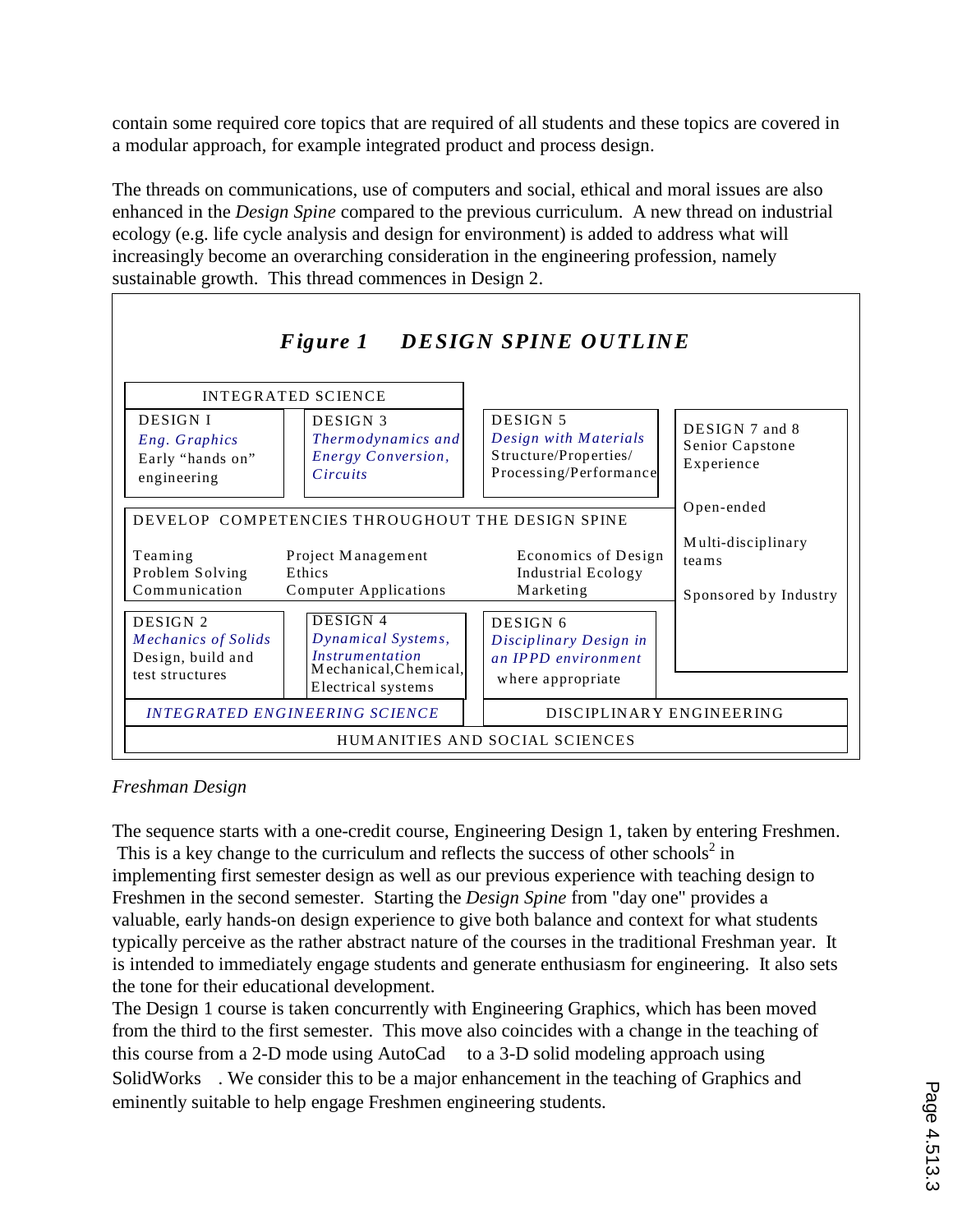contain some required core topics that are required of all students and these topics are covered in a modular approach, for example integrated product and process design.

The threads on communications, use of computers and social, ethical and moral issues are also enhanced in the *Design Spine* compared to the previous curriculum. A new thread on industrial ecology (e.g. life cycle analysis and design for environment) is added to address what will increasingly become an overarching consideration in the engineering profession, namely sustainable growth. This thread commences in Design 2.

***Figure 1 DESIGN SPINE OUTLINE***

| INTEGRATED SCIENCE | | | |
|---|---|---|---|
| DESIGN I<br>*Eng. Graphics*<br>Early "hands on" engineering | DESIGN 3<br>*Thermodynamics and Energy Conversion, Circuits* | DESIGN 5<br>*Design with Materials*<br>Structure/Properties/ Processing/Performance | DESIGN 7 and 8<br>Senior Capstone Experience<br><br>Open-ended<br><br>Multi-disciplinary teams<br><br>Sponsored by Industry |
| DEVELOP COMPETENCIES THROUGHOUT THE DESIGN SPINE<br>Teaming, Problem Solving, Communication | Project Management, Ethics, Computer Applications | Economics of Design, Industrial Ecology, Marketing | |
| DESIGN 2<br>*Mechanics of Solids*<br>Design, build and test structures | DESIGN 4<br>*Dynamical Systems, Instrumentation*<br>Mechanical, Chemical, Electrical systems | DESIGN 6<br>*Disciplinary Design in an IPPD environment*<br>where appropriate | |
| *INTEGRATED ENGINEERING SCIENCE* | | DISCIPLINARY ENGINEERING | |
| HUMANITIES AND SOCIAL SCIENCES | | | |

*Freshman Design*

The sequence starts with a one-credit course, Engineering Design 1, taken by entering Freshmen. This is a key change to the curriculum and reflects the success of other schools[2] in implementing first semester design as well as our previous experience with teaching design to Freshmen in the second semester. Starting the *Design Spine* from "day one" provides a valuable, early hands-on design experience to give both balance and context for what students typically perceive as the rather abstract nature of the courses in the traditional Freshman year. It is intended to immediately engage students and generate enthusiasm for engineering. It also sets the tone for their educational development.

The Design 1 course is taken concurrently with Engineering Graphics, which has been moved from the third to the first semester. This move also coincides with a change in the teaching of this course from a 2-D mode using AutoCad to a 3-D solid modeling approach using SolidWorks. We consider this to be a major enhancement in the teaching of Graphics and eminently suitable to help engage Freshmen engineering students.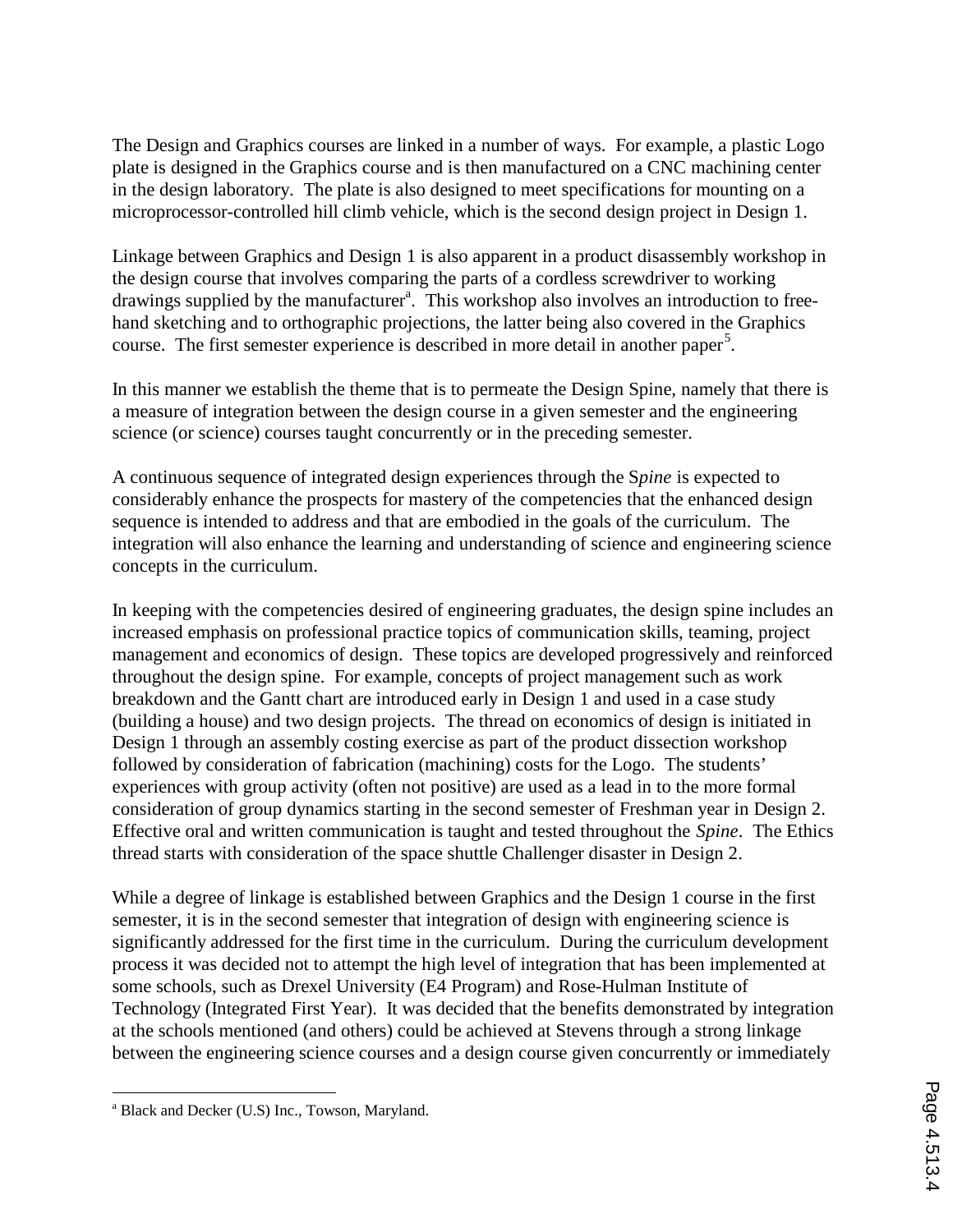The Design and Graphics courses are linked in a number of ways. For example, a plastic Logo plate is designed in the Graphics course and is then manufactured on a CNC machining center in the design laboratory. The plate is also designed to meet specifications for mounting on a microprocessor-controlled hill climb vehicle, which is the second design project in Design 1.

Linkage between Graphics and Design 1 is also apparent in a product disassembly workshop in the design course that involves comparing the parts of a cordless screwdriver to working drawings supplied by the manufacturer[a]. This workshop also involves an introduction to free-hand sketching and to orthographic projections, the latter being also covered in the Graphics course. The first semester experience is described in more detail in another paper[5].

In this manner we establish the theme that is to permeate the Design Spine, namely that there is a measure of integration between the design course in a given semester and the engineering science (or science) courses taught concurrently or in the preceding semester.

A continuous sequence of integrated design experiences through the S*pine* is expected to considerably enhance the prospects for mastery of the competencies that the enhanced design sequence is intended to address and that are embodied in the goals of the curriculum. The integration will also enhance the learning and understanding of science and engineering science concepts in the curriculum.

In keeping with the competencies desired of engineering graduates, the design spine includes an increased emphasis on professional practice topics of communication skills, teaming, project management and economics of design. These topics are developed progressively and reinforced throughout the design spine. For example, concepts of project management such as work breakdown and the Gantt chart are introduced early in Design 1 and used in a case study (building a house) and two design projects. The thread on economics of design is initiated in Design 1 through an assembly costing exercise as part of the product dissection workshop followed by consideration of fabrication (machining) costs for the Logo. The students' experiences with group activity (often not positive) are used as a lead in to the more formal consideration of group dynamics starting in the second semester of Freshman year in Design 2. Effective oral and written communication is taught and tested throughout the *Spine*. The Ethics thread starts with consideration of the space shuttle Challenger disaster in Design 2.

While a degree of linkage is established between Graphics and the Design 1 course in the first semester, it is in the second semester that integration of design with engineering science is significantly addressed for the first time in the curriculum. During the curriculum development process it was decided not to attempt the high level of integration that has been implemented at some schools, such as Drexel University (E4 Program) and Rose-Hulman Institute of Technology (Integrated First Year). It was decided that the benefits demonstrated by integration at the schools mentioned (and others) could be achieved at Stevens through a strong linkage between the engineering science courses and a design course given concurrently or immediately

---

[a] Black and Decker (U.S) Inc., Towson, Maryland.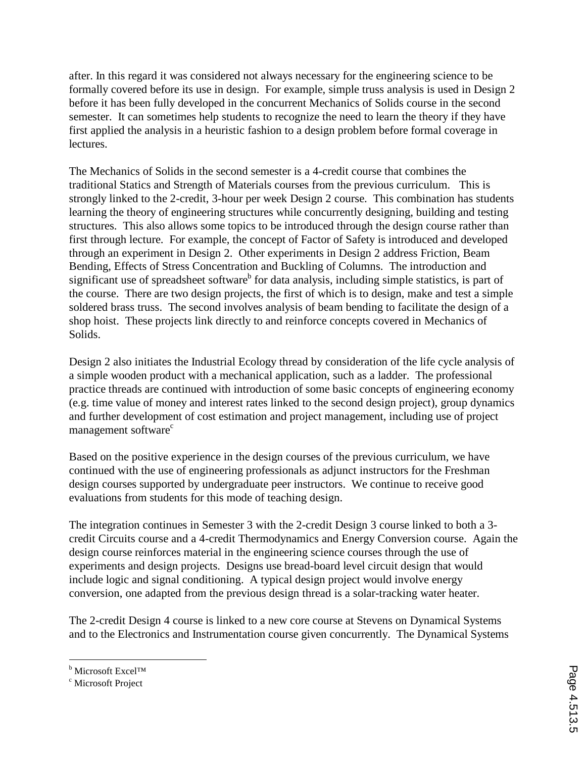after. In this regard it was considered not always necessary for the engineering science to be formally covered before its use in design. For example, simple truss analysis is used in Design 2 before it has been fully developed in the concurrent Mechanics of Solids course in the second semester. It can sometimes help students to recognize the need to learn the theory if they have first applied the analysis in a heuristic fashion to a design problem before formal coverage in lectures.

The Mechanics of Solids in the second semester is a 4-credit course that combines the traditional Statics and Strength of Materials courses from the previous curriculum. This is strongly linked to the 2-credit, 3-hour per week Design 2 course. This combination has students learning the theory of engineering structures while concurrently designing, building and testing structures. This also allows some topics to be introduced through the design course rather than first through lecture. For example, the concept of Factor of Safety is introduced and developed through an experiment in Design 2. Other experiments in Design 2 address Friction, Beam Bending, Effects of Stress Concentration and Buckling of Columns. The introduction and significant use of spreadsheet software[b] for data analysis, including simple statistics, is part of the course. There are two design projects, the first of which is to design, make and test a simple soldered brass truss. The second involves analysis of beam bending to facilitate the design of a shop hoist. These projects link directly to and reinforce concepts covered in Mechanics of Solids.

Design 2 also initiates the Industrial Ecology thread by consideration of the life cycle analysis of a simple wooden product with a mechanical application, such as a ladder. The professional practice threads are continued with introduction of some basic concepts of engineering economy (e.g. time value of money and interest rates linked to the second design project), group dynamics and further development of cost estimation and project management, including use of project management software[c]

Based on the positive experience in the design courses of the previous curriculum, we have continued with the use of engineering professionals as adjunct instructors for the Freshman design courses supported by undergraduate peer instructors. We continue to receive good evaluations from students for this mode of teaching design.

The integration continues in Semester 3 with the 2-credit Design 3 course linked to both a 3-credit Circuits course and a 4-credit Thermodynamics and Energy Conversion course. Again the design course reinforces material in the engineering science courses through the use of experiments and design projects. Designs use bread-board level circuit design that would include logic and signal conditioning. A typical design project would involve energy conversion, one adapted from the previous design thread is a solar-tracking water heater.

The 2-credit Design 4 course is linked to a new core course at Stevens on Dynamical Systems and to the Electronics and Instrumentation course given concurrently. The Dynamical Systems

---

[b] Microsoft Excel™

[c] Microsoft Project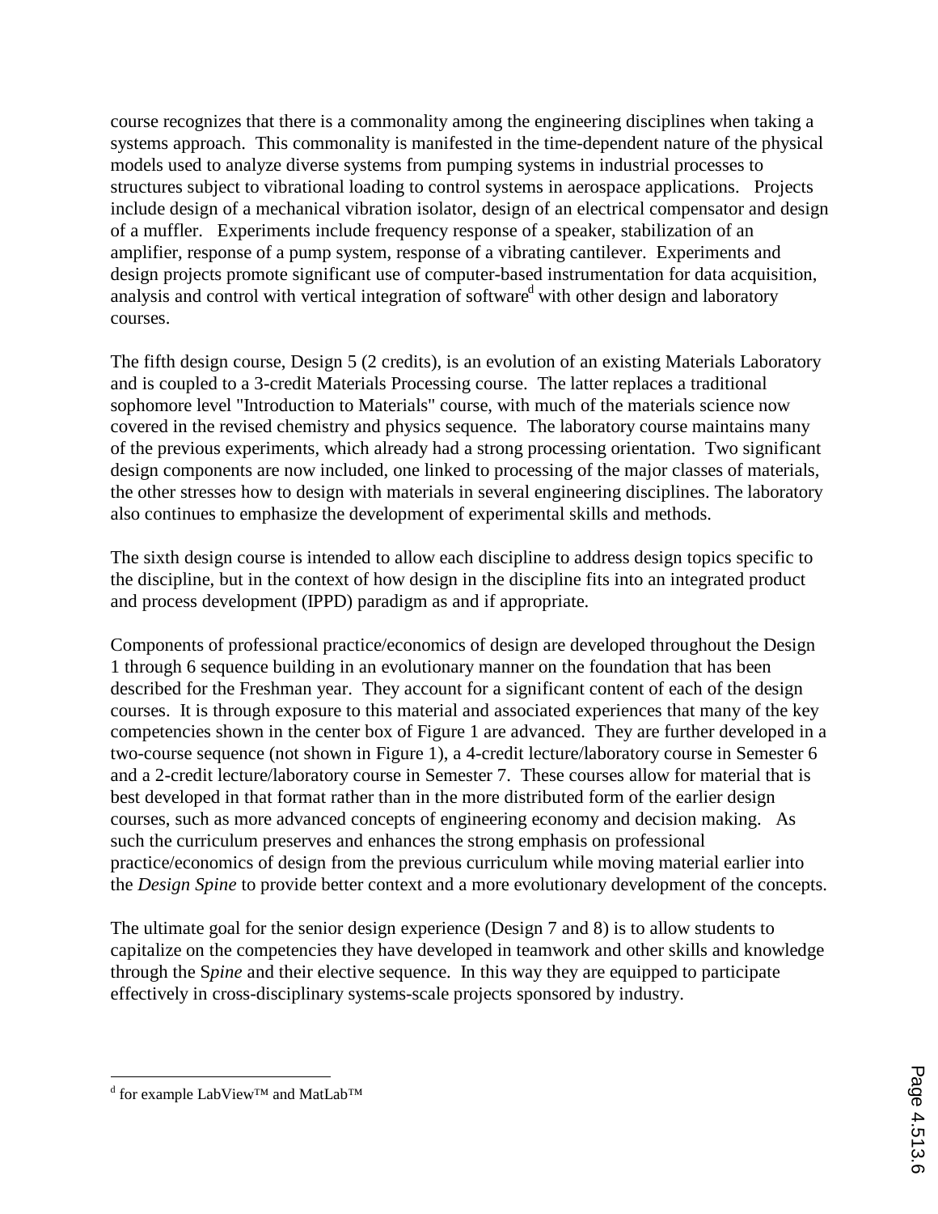course recognizes that there is a commonality among the engineering disciplines when taking a systems approach. This commonality is manifested in the time-dependent nature of the physical models used to analyze diverse systems from pumping systems in industrial processes to structures subject to vibrational loading to control systems in aerospace applications. Projects include design of a mechanical vibration isolator, design of an electrical compensator and design of a muffler. Experiments include frequency response of a speaker, stabilization of an amplifier, response of a pump system, response of a vibrating cantilever. Experiments and design projects promote significant use of computer-based instrumentation for data acquisition, analysis and control with vertical integration of software[d] with other design and laboratory courses.

The fifth design course, Design 5 (2 credits), is an evolution of an existing Materials Laboratory and is coupled to a 3-credit Materials Processing course. The latter replaces a traditional sophomore level "Introduction to Materials" course, with much of the materials science now covered in the revised chemistry and physics sequence. The laboratory course maintains many of the previous experiments, which already had a strong processing orientation. Two significant design components are now included, one linked to processing of the major classes of materials, the other stresses how to design with materials in several engineering disciplines. The laboratory also continues to emphasize the development of experimental skills and methods.

The sixth design course is intended to allow each discipline to address design topics specific to the discipline, but in the context of how design in the discipline fits into an integrated product and process development (IPPD) paradigm as and if appropriate.

Components of professional practice/economics of design are developed throughout the Design 1 through 6 sequence building in an evolutionary manner on the foundation that has been described for the Freshman year. They account for a significant content of each of the design courses. It is through exposure to this material and associated experiences that many of the key competencies shown in the center box of Figure 1 are advanced. They are further developed in a two-course sequence (not shown in Figure 1), a 4-credit lecture/laboratory course in Semester 6 and a 2-credit lecture/laboratory course in Semester 7. These courses allow for material that is best developed in that format rather than in the more distributed form of the earlier design courses, such as more advanced concepts of engineering economy and decision making. As such the curriculum preserves and enhances the strong emphasis on professional practice/economics of design from the previous curriculum while moving material earlier into the *Design Spine* to provide better context and a more evolutionary development of the concepts.

The ultimate goal for the senior design experience (Design 7 and 8) is to allow students to capitalize on the competencies they have developed in teamwork and other skills and knowledge through the S*pine* and their elective sequence. In this way they are equipped to participate effectively in cross-disciplinary systems-scale projects sponsored by industry.

---

[d] for example LabView™ and MatLab™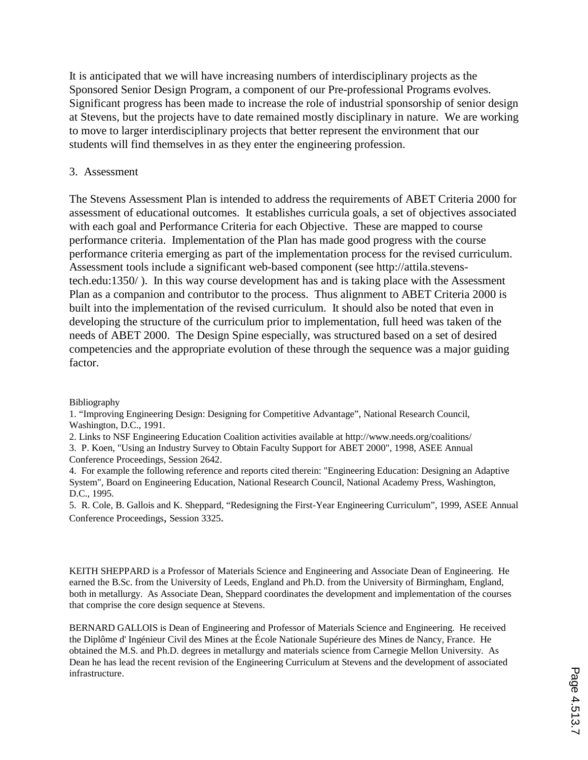It is anticipated that we will have increasing numbers of interdisciplinary projects as the Sponsored Senior Design Program, a component of our Pre-professional Programs evolves. Significant progress has been made to increase the role of industrial sponsorship of senior design at Stevens, but the projects have to date remained mostly disciplinary in nature. We are working to move to larger interdisciplinary projects that better represent the environment that our students will find themselves in as they enter the engineering profession.

## 3. Assessment

The Stevens Assessment Plan is intended to address the requirements of ABET Criteria 2000 for assessment of educational outcomes. It establishes curricula goals, a set of objectives associated with each goal and Performance Criteria for each Objective. These are mapped to course performance criteria. Implementation of the Plan has made good progress with the course performance criteria emerging as part of the implementation process for the revised curriculum. Assessment tools include a significant web-based component (see http://attila.stevens-tech.edu:1350/ ). In this way course development has and is taking place with the Assessment Plan as a companion and contributor to the process. Thus alignment to ABET Criteria 2000 is built into the implementation of the revised curriculum. It should also be noted that even in developing the structure of the curriculum prior to implementation, full heed was taken of the needs of ABET 2000. The Design Spine especially, was structured based on a set of desired competencies and the appropriate evolution of these through the sequence was a major guiding factor.

Bibliography

1. "Improving Engineering Design: Designing for Competitive Advantage", National Research Council, Washington, D.C., 1991.
2. Links to NSF Engineering Education Coalition activities available at http://www.needs.org/coalitions/
3. P. Koen, "Using an Industry Survey to Obtain Faculty Support for ABET 2000", 1998, ASEE Annual Conference Proceedings, Session 2642.
4. For example the following reference and reports cited therein: "Engineering Education: Designing an Adaptive System", Board on Engineering Education, National Research Council, National Academy Press, Washington, D.C., 1995.
5. R. Cole, B. Gallois and K. Sheppard, "Redesigning the First-Year Engineering Curriculum", 1999, ASEE Annual Conference Proceedings, Session 3325.

KEITH SHEPPARD is a Professor of Materials Science and Engineering and Associate Dean of Engineering. He earned the B.Sc. from the University of Leeds, England and Ph.D. from the University of Birmingham, England, both in metallurgy. As Associate Dean, Sheppard coordinates the development and implementation of the courses that comprise the core design sequence at Stevens.

BERNARD GALLOIS is Dean of Engineering and Professor of Materials Science and Engineering. He received the Diplôme d' Ingénieur Civil des Mines at the École Nationale Supérieure des Mines de Nancy, France. He obtained the M.S. and Ph.D. degrees in metallurgy and materials science from Carnegie Mellon University. As Dean he has lead the recent revision of the Engineering Curriculum at Stevens and the development of associated infrastructure.